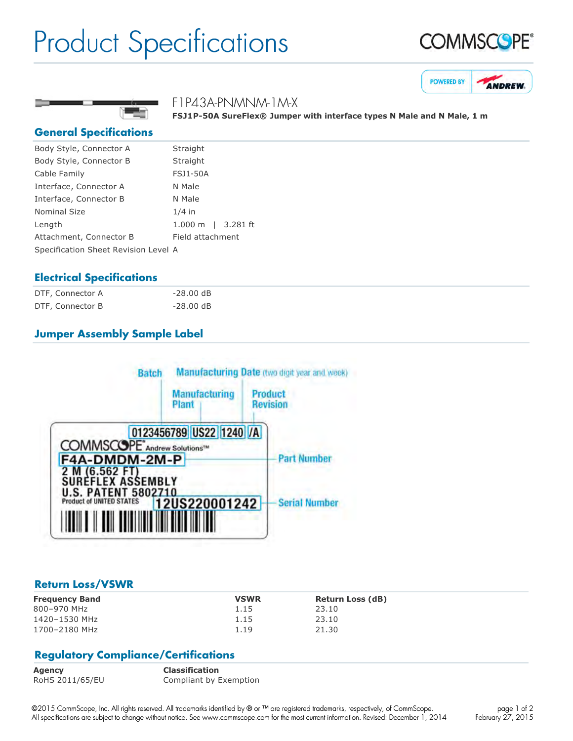# Product Specifications

F1P43A-PNMNM-1M-X

**FSJ1P-50A SureFlex® Jumper with interface types N Male and N Male, 1 m**

## General Specifications

| | |
|---|---|
| Body Style, Connector A | Straight |
| Body Style, Connector B | Straight |
| Cable Family | FSJ1-50A |
| Interface, Connector A | N Male |
| Interface, Connector B | N Male |
| Nominal Size | 1/4 in |
| Length | 1.000 m \| 3.281 ft |
| Attachment, Connector B | Field attachment |
| Specification Sheet Revision Level | A |

## Electrical Specifications

| | |
|---|---|
| DTF, Connector A | -28.00 dB |
| DTF, Connector B | -28.00 dB |

## Jumper Assembly Sample Label

Batch | Manufacturing Date (two digit year and week) | Manufacturing Plant | Product Revision

0123456789 US22 1240 /A

COMMSCOPE® Andrew Solutions™

F4A-DMDM-2M-P — Part Number

2 M (6.562 FT)
SUREFLEX ASSEMBLY
U.S. PATENT 5802710
Product of UNITED STATES

12US220001242 — Serial Number

## Return Loss/VSWR

| Frequency Band | VSWR | Return Loss (dB) |
|---|---|---|
| 800–970 MHz | 1.15 | 23.10 |
| 1420–1530 MHz | 1.15 | 23.10 |
| 1700–2180 MHz | 1.19 | 21.30 |

## Regulatory Compliance/Certifications

| Agency | Classification |
|---|---|
| RoHS 2011/65/EU | Compliant by Exemption |

©2015 CommScope, Inc. All rights reserved. All trademarks identified by ® or ™ are registered trademarks, respectively, of CommScope.
All specifications are subject to change without notice. See www.commscope.com for the most current information. Revised: December 1, 2014

February 27, 2015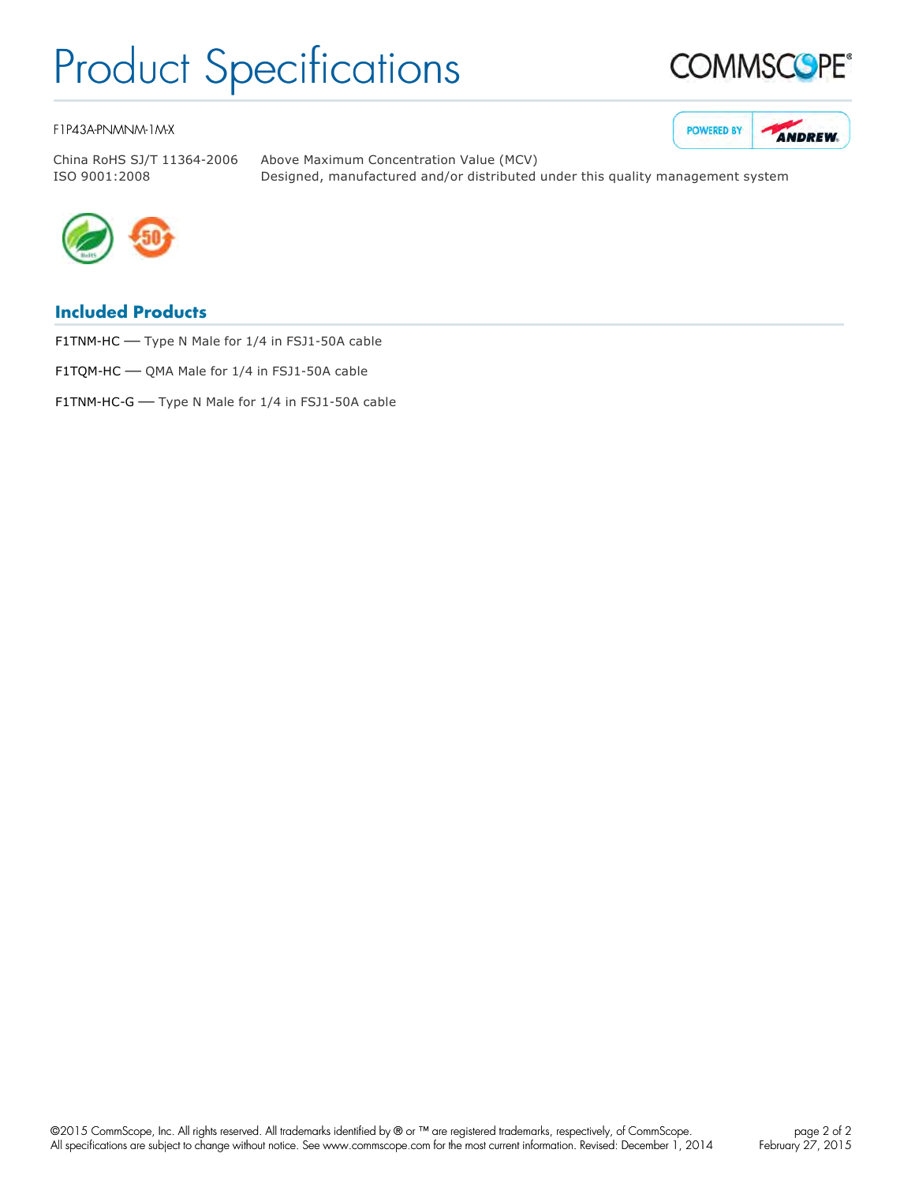# Product Specifications

F1P43A-PNMNM-1M-X

| | |
|---|---|
| China RoHS SJ/T 11364-2006 | Above Maximum Concentration Value (MCV) |
| ISO 9001:2008 | Designed, manufactured and/or distributed under this quality management system |

## Included Products

F1TNM-HC — Type N Male for 1/4 in FSJ1-50A cable

F1TQM-HC — QMA Male for 1/4 in FSJ1-50A cable

F1TNM-HC-G — Type N Male for 1/4 in FSJ1-50A cable

©2015 CommScope, Inc. All rights reserved. All trademarks identified by ® or ™ are registered trademarks, respectively, of CommScope.
All specifications are subject to change without notice. See www.commscope.com for the most current information. Revised: December 1, 2014

February 27, 2015